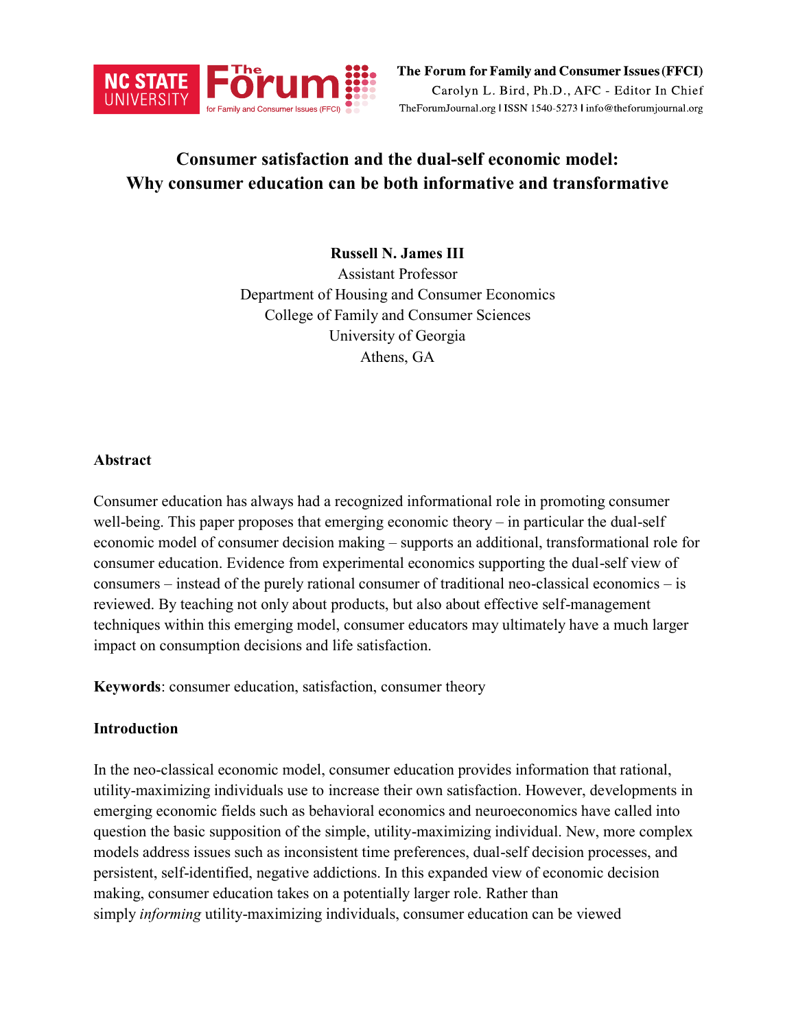# Consumer satisfaction and the dual-self economic model: Why consumer education can be both informative and transformative

**Russell N. James III**
Assistant Professor
Department of Housing and Consumer Economics
College of Family and Consumer Sciences
University of Georgia
Athens, GA

## Abstract

Consumer education has always had a recognized informational role in promoting consumer well-being. This paper proposes that emerging economic theory – in particular the dual-self economic model of consumer decision making – supports an additional, transformational role for consumer education. Evidence from experimental economics supporting the dual-self view of consumers – instead of the purely rational consumer of traditional neo-classical economics – is reviewed. By teaching not only about products, but also about effective self-management techniques within this emerging model, consumer educators may ultimately have a much larger impact on consumption decisions and life satisfaction.

**Keywords**: consumer education, satisfaction, consumer theory

## Introduction

In the neo-classical economic model, consumer education provides information that rational, utility-maximizing individuals use to increase their own satisfaction. However, developments in emerging economic fields such as behavioral economics and neuroeconomics have called into question the basic supposition of the simple, utility-maximizing individual. New, more complex models address issues such as inconsistent time preferences, dual-self decision processes, and persistent, self-identified, negative addictions. In this expanded view of economic decision making, consumer education takes on a potentially larger role. Rather than simply *informing* utility-maximizing individuals, consumer education can be viewed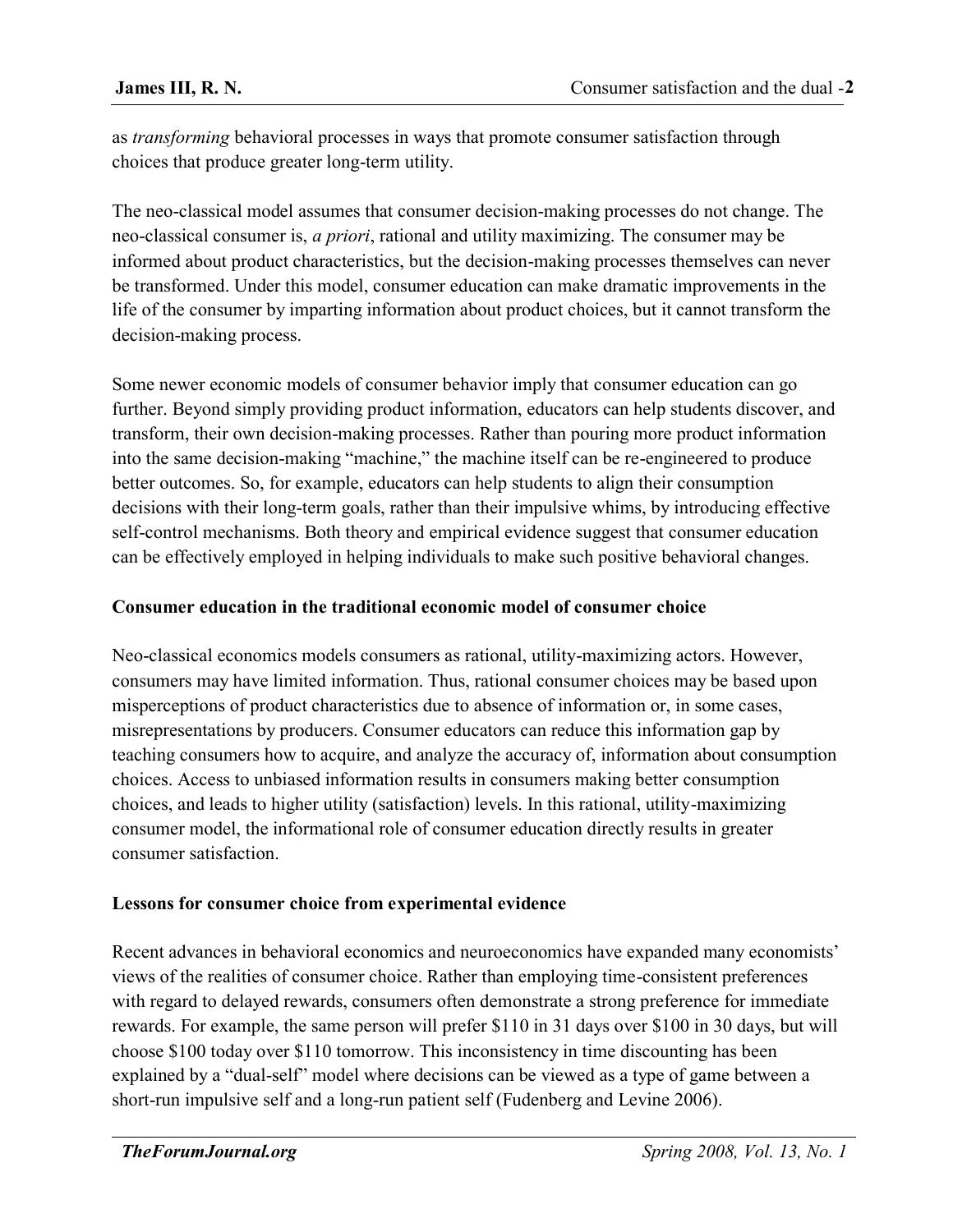as *transforming* behavioral processes in ways that promote consumer satisfaction through choices that produce greater long-term utility.

The neo-classical model assumes that consumer decision-making processes do not change. The neo-classical consumer is, *a priori*, rational and utility maximizing. The consumer may be informed about product characteristics, but the decision-making processes themselves can never be transformed. Under this model, consumer education can make dramatic improvements in the life of the consumer by imparting information about product choices, but it cannot transform the decision-making process.

Some newer economic models of consumer behavior imply that consumer education can go further. Beyond simply providing product information, educators can help students discover, and transform, their own decision-making processes. Rather than pouring more product information into the same decision-making "machine," the machine itself can be re-engineered to produce better outcomes. So, for example, educators can help students to align their consumption decisions with their long-term goals, rather than their impulsive whims, by introducing effective self-control mechanisms. Both theory and empirical evidence suggest that consumer education can be effectively employed in helping individuals to make such positive behavioral changes.

**Consumer education in the traditional economic model of consumer choice**

Neo-classical economics models consumers as rational, utility-maximizing actors. However, consumers may have limited information. Thus, rational consumer choices may be based upon misperceptions of product characteristics due to absence of information or, in some cases, misrepresentations by producers. Consumer educators can reduce this information gap by teaching consumers how to acquire, and analyze the accuracy of, information about consumption choices. Access to unbiased information results in consumers making better consumption choices, and leads to higher utility (satisfaction) levels. In this rational, utility-maximizing consumer model, the informational role of consumer education directly results in greater consumer satisfaction.

**Lessons for consumer choice from experimental evidence**

Recent advances in behavioral economics and neuroeconomics have expanded many economists' views of the realities of consumer choice. Rather than employing time-consistent preferences with regard to delayed rewards, consumers often demonstrate a strong preference for immediate rewards. For example, the same person will prefer $110 in 31 days over $100 in 30 days, but will choose $100 today over $110 tomorrow. This inconsistency in time discounting has been explained by a "dual-self" model where decisions can be viewed as a type of game between a short-run impulsive self and a long-run patient self (Fudenberg and Levine 2006).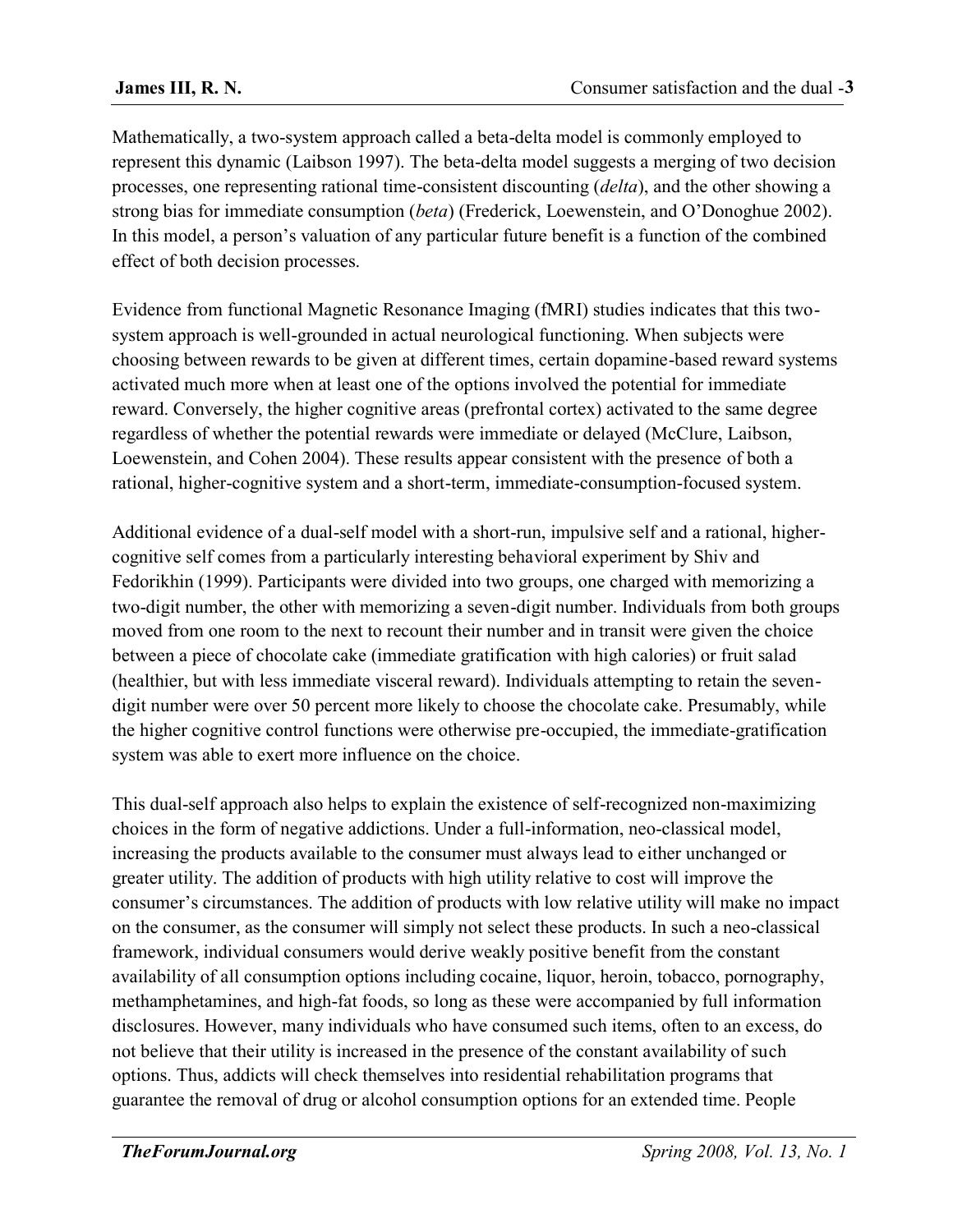Mathematically, a two-system approach called a beta-delta model is commonly employed to represent this dynamic (Laibson 1997). The beta-delta model suggests a merging of two decision processes, one representing rational time-consistent discounting (*delta*), and the other showing a strong bias for immediate consumption (*beta*) (Frederick, Loewenstein, and O'Donoghue 2002). In this model, a person's valuation of any particular future benefit is a function of the combined effect of both decision processes.

Evidence from functional Magnetic Resonance Imaging (fMRI) studies indicates that this two-system approach is well-grounded in actual neurological functioning. When subjects were choosing between rewards to be given at different times, certain dopamine-based reward systems activated much more when at least one of the options involved the potential for immediate reward. Conversely, the higher cognitive areas (prefrontal cortex) activated to the same degree regardless of whether the potential rewards were immediate or delayed (McClure, Laibson, Loewenstein, and Cohen 2004). These results appear consistent with the presence of both a rational, higher-cognitive system and a short-term, immediate-consumption-focused system.

Additional evidence of a dual-self model with a short-run, impulsive self and a rational, higher-cognitive self comes from a particularly interesting behavioral experiment by Shiv and Fedorikhin (1999). Participants were divided into two groups, one charged with memorizing a two-digit number, the other with memorizing a seven-digit number. Individuals from both groups moved from one room to the next to recount their number and in transit were given the choice between a piece of chocolate cake (immediate gratification with high calories) or fruit salad (healthier, but with less immediate visceral reward). Individuals attempting to retain the seven-digit number were over 50 percent more likely to choose the chocolate cake. Presumably, while the higher cognitive control functions were otherwise pre-occupied, the immediate-gratification system was able to exert more influence on the choice.

This dual-self approach also helps to explain the existence of self-recognized non-maximizing choices in the form of negative addictions. Under a full-information, neo-classical model, increasing the products available to the consumer must always lead to either unchanged or greater utility. The addition of products with high utility relative to cost will improve the consumer's circumstances. The addition of products with low relative utility will make no impact on the consumer, as the consumer will simply not select these products. In such a neo-classical framework, individual consumers would derive weakly positive benefit from the constant availability of all consumption options including cocaine, liquor, heroin, tobacco, pornography, methamphetamines, and high-fat foods, so long as these were accompanied by full information disclosures. However, many individuals who have consumed such items, often to an excess, do not believe that their utility is increased in the presence of the constant availability of such options. Thus, addicts will check themselves into residential rehabilitation programs that guarantee the removal of drug or alcohol consumption options for an extended time. People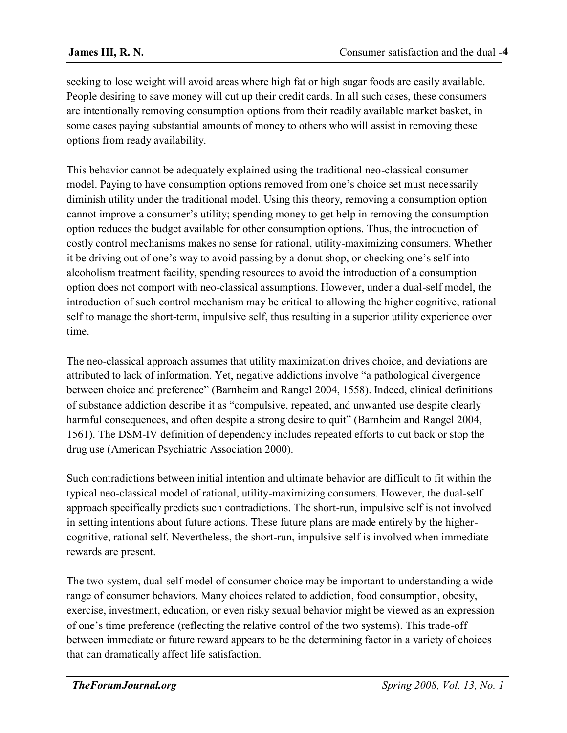seeking to lose weight will avoid areas where high fat or high sugar foods are easily available. People desiring to save money will cut up their credit cards. In all such cases, these consumers are intentionally removing consumption options from their readily available market basket, in some cases paying substantial amounts of money to others who will assist in removing these options from ready availability.

This behavior cannot be adequately explained using the traditional neo-classical consumer model. Paying to have consumption options removed from one's choice set must necessarily diminish utility under the traditional model. Using this theory, removing a consumption option cannot improve a consumer's utility; spending money to get help in removing the consumption option reduces the budget available for other consumption options. Thus, the introduction of costly control mechanisms makes no sense for rational, utility-maximizing consumers. Whether it be driving out of one's way to avoid passing by a donut shop, or checking one's self into alcoholism treatment facility, spending resources to avoid the introduction of a consumption option does not comport with neo-classical assumptions. However, under a dual-self model, the introduction of such control mechanism may be critical to allowing the higher cognitive, rational self to manage the short-term, impulsive self, thus resulting in a superior utility experience over time.

The neo-classical approach assumes that utility maximization drives choice, and deviations are attributed to lack of information. Yet, negative addictions involve "a pathological divergence between choice and preference" (Barnheim and Rangel 2004, 1558). Indeed, clinical definitions of substance addiction describe it as "compulsive, repeated, and unwanted use despite clearly harmful consequences, and often despite a strong desire to quit" (Barnheim and Rangel 2004, 1561). The DSM-IV definition of dependency includes repeated efforts to cut back or stop the drug use (American Psychiatric Association 2000).

Such contradictions between initial intention and ultimate behavior are difficult to fit within the typical neo-classical model of rational, utility-maximizing consumers. However, the dual-self approach specifically predicts such contradictions. The short-run, impulsive self is not involved in setting intentions about future actions. These future plans are made entirely by the higher-cognitive, rational self. Nevertheless, the short-run, impulsive self is involved when immediate rewards are present.

The two-system, dual-self model of consumer choice may be important to understanding a wide range of consumer behaviors. Many choices related to addiction, food consumption, obesity, exercise, investment, education, or even risky sexual behavior might be viewed as an expression of one's time preference (reflecting the relative control of the two systems). This trade-off between immediate or future reward appears to be the determining factor in a variety of choices that can dramatically affect life satisfaction.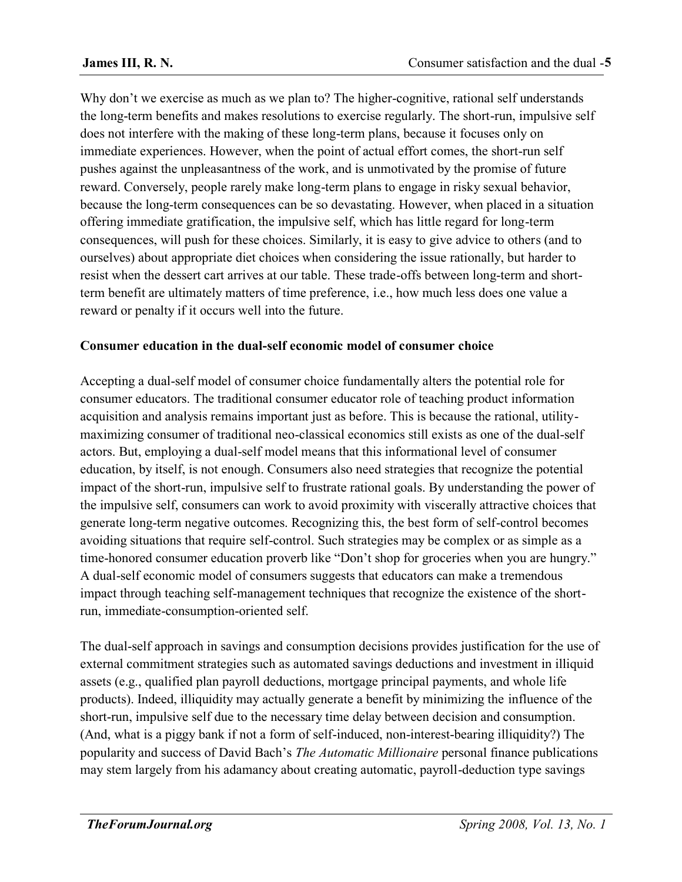Why don't we exercise as much as we plan to? The higher-cognitive, rational self understands the long-term benefits and makes resolutions to exercise regularly. The short-run, impulsive self does not interfere with the making of these long-term plans, because it focuses only on immediate experiences. However, when the point of actual effort comes, the short-run self pushes against the unpleasantness of the work, and is unmotivated by the promise of future reward. Conversely, people rarely make long-term plans to engage in risky sexual behavior, because the long-term consequences can be so devastating. However, when placed in a situation offering immediate gratification, the impulsive self, which has little regard for long-term consequences, will push for these choices. Similarly, it is easy to give advice to others (and to ourselves) about appropriate diet choices when considering the issue rationally, but harder to resist when the dessert cart arrives at our table. These trade-offs between long-term and short-term benefit are ultimately matters of time preference, i.e., how much less does one value a reward or penalty if it occurs well into the future.

**Consumer education in the dual-self economic model of consumer choice**

Accepting a dual-self model of consumer choice fundamentally alters the potential role for consumer educators. The traditional consumer educator role of teaching product information acquisition and analysis remains important just as before. This is because the rational, utility-maximizing consumer of traditional neo-classical economics still exists as one of the dual-self actors. But, employing a dual-self model means that this informational level of consumer education, by itself, is not enough. Consumers also need strategies that recognize the potential impact of the short-run, impulsive self to frustrate rational goals. By understanding the power of the impulsive self, consumers can work to avoid proximity with viscerally attractive choices that generate long-term negative outcomes. Recognizing this, the best form of self-control becomes avoiding situations that require self-control. Such strategies may be complex or as simple as a time-honored consumer education proverb like "Don't shop for groceries when you are hungry." A dual-self economic model of consumers suggests that educators can make a tremendous impact through teaching self-management techniques that recognize the existence of the short-run, immediate-consumption-oriented self.

The dual-self approach in savings and consumption decisions provides justification for the use of external commitment strategies such as automated savings deductions and investment in illiquid assets (e.g., qualified plan payroll deductions, mortgage principal payments, and whole life products). Indeed, illiquidity may actually generate a benefit by minimizing the influence of the short-run, impulsive self due to the necessary time delay between decision and consumption. (And, what is a piggy bank if not a form of self-induced, non-interest-bearing illiquidity?) The popularity and success of David Bach's *The Automatic Millionaire* personal finance publications may stem largely from his adamancy about creating automatic, payroll-deduction type savings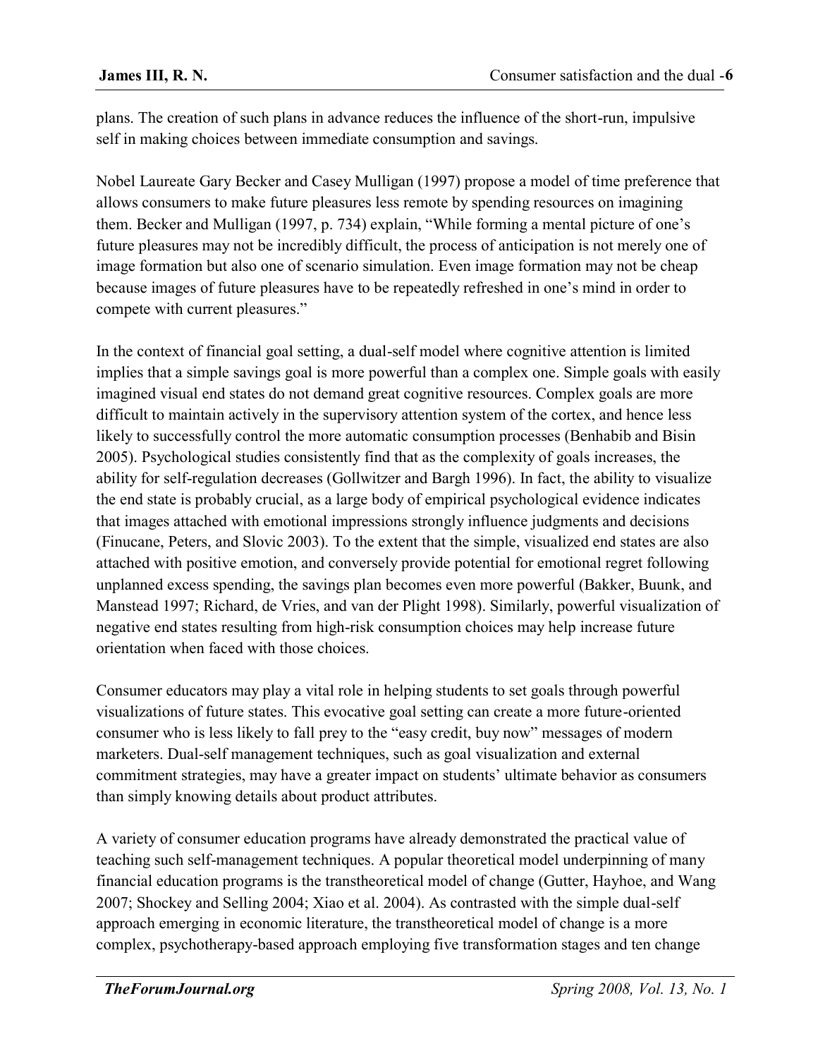plans. The creation of such plans in advance reduces the influence of the short-run, impulsive self in making choices between immediate consumption and savings.

Nobel Laureate Gary Becker and Casey Mulligan (1997) propose a model of time preference that allows consumers to make future pleasures less remote by spending resources on imagining them. Becker and Mulligan (1997, p. 734) explain, "While forming a mental picture of one's future pleasures may not be incredibly difficult, the process of anticipation is not merely one of image formation but also one of scenario simulation. Even image formation may not be cheap because images of future pleasures have to be repeatedly refreshed in one's mind in order to compete with current pleasures."

In the context of financial goal setting, a dual-self model where cognitive attention is limited implies that a simple savings goal is more powerful than a complex one. Simple goals with easily imagined visual end states do not demand great cognitive resources. Complex goals are more difficult to maintain actively in the supervisory attention system of the cortex, and hence less likely to successfully control the more automatic consumption processes (Benhabib and Bisin 2005). Psychological studies consistently find that as the complexity of goals increases, the ability for self-regulation decreases (Gollwitzer and Bargh 1996). In fact, the ability to visualize the end state is probably crucial, as a large body of empirical psychological evidence indicates that images attached with emotional impressions strongly influence judgments and decisions (Finucane, Peters, and Slovic 2003). To the extent that the simple, visualized end states are also attached with positive emotion, and conversely provide potential for emotional regret following unplanned excess spending, the savings plan becomes even more powerful (Bakker, Buunk, and Manstead 1997; Richard, de Vries, and van der Plight 1998). Similarly, powerful visualization of negative end states resulting from high-risk consumption choices may help increase future orientation when faced with those choices.

Consumer educators may play a vital role in helping students to set goals through powerful visualizations of future states. This evocative goal setting can create a more future-oriented consumer who is less likely to fall prey to the "easy credit, buy now" messages of modern marketers. Dual-self management techniques, such as goal visualization and external commitment strategies, may have a greater impact on students' ultimate behavior as consumers than simply knowing details about product attributes.

A variety of consumer education programs have already demonstrated the practical value of teaching such self-management techniques. A popular theoretical model underpinning of many financial education programs is the transtheoretical model of change (Gutter, Hayhoe, and Wang 2007; Shockey and Selling 2004; Xiao et al. 2004). As contrasted with the simple dual-self approach emerging in economic literature, the transtheoretical model of change is a more complex, psychotherapy-based approach employing five transformation stages and ten change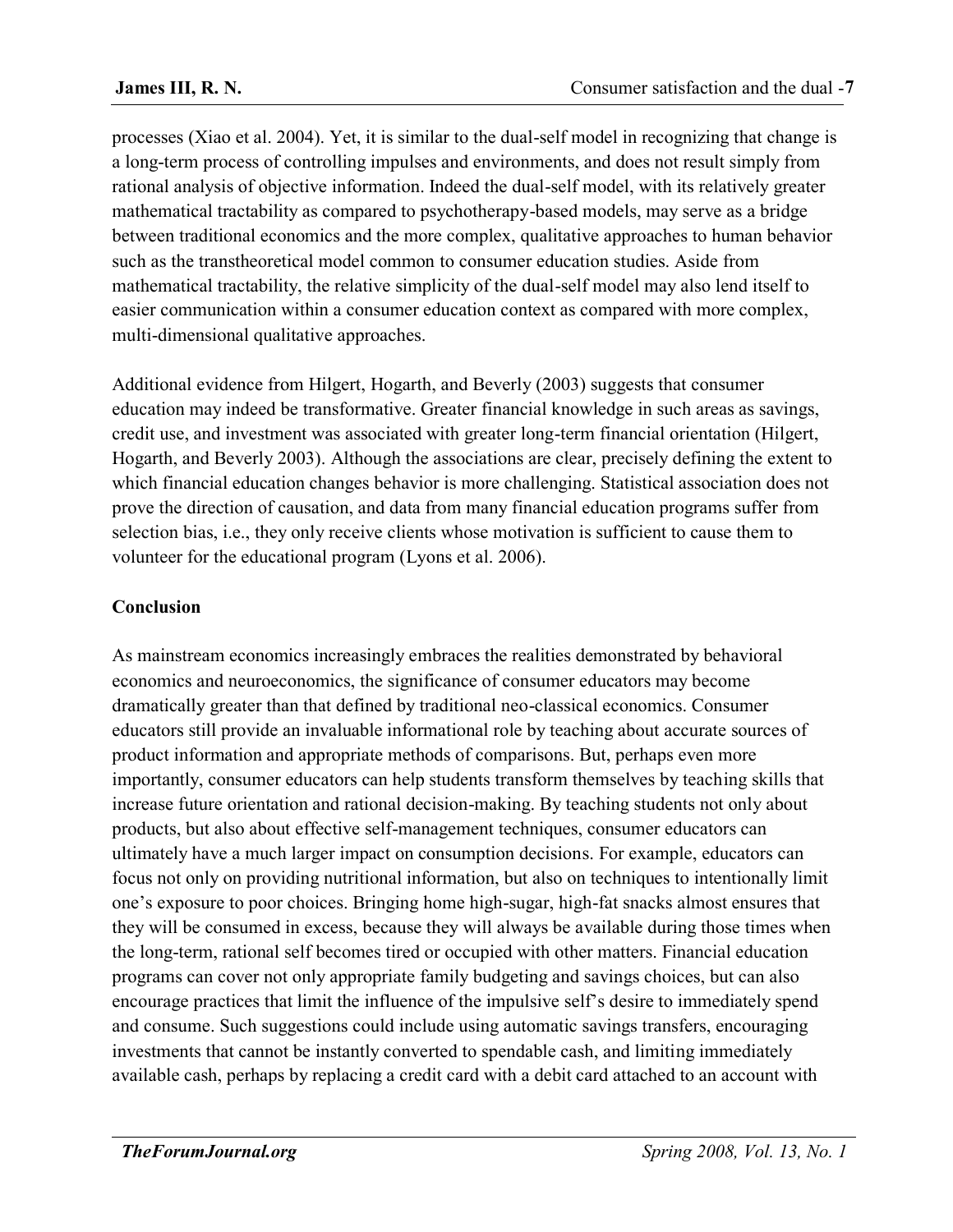processes (Xiao et al. 2004). Yet, it is similar to the dual-self model in recognizing that change is a long-term process of controlling impulses and environments, and does not result simply from rational analysis of objective information. Indeed the dual-self model, with its relatively greater mathematical tractability as compared to psychotherapy-based models, may serve as a bridge between traditional economics and the more complex, qualitative approaches to human behavior such as the transtheoretical model common to consumer education studies. Aside from mathematical tractability, the relative simplicity of the dual-self model may also lend itself to easier communication within a consumer education context as compared with more complex, multi-dimensional qualitative approaches.

Additional evidence from Hilgert, Hogarth, and Beverly (2003) suggests that consumer education may indeed be transformative. Greater financial knowledge in such areas as savings, credit use, and investment was associated with greater long-term financial orientation (Hilgert, Hogarth, and Beverly 2003). Although the associations are clear, precisely defining the extent to which financial education changes behavior is more challenging. Statistical association does not prove the direction of causation, and data from many financial education programs suffer from selection bias, i.e., they only receive clients whose motivation is sufficient to cause them to volunteer for the educational program (Lyons et al. 2006).

## Conclusion

As mainstream economics increasingly embraces the realities demonstrated by behavioral economics and neuroeconomics, the significance of consumer educators may become dramatically greater than that defined by traditional neo-classical economics. Consumer educators still provide an invaluable informational role by teaching about accurate sources of product information and appropriate methods of comparisons. But, perhaps even more importantly, consumer educators can help students transform themselves by teaching skills that increase future orientation and rational decision-making. By teaching students not only about products, but also about effective self-management techniques, consumer educators can ultimately have a much larger impact on consumption decisions. For example, educators can focus not only on providing nutritional information, but also on techniques to intentionally limit one's exposure to poor choices. Bringing home high-sugar, high-fat snacks almost ensures that they will be consumed in excess, because they will always be available during those times when the long-term, rational self becomes tired or occupied with other matters. Financial education programs can cover not only appropriate family budgeting and savings choices, but can also encourage practices that limit the influence of the impulsive self's desire to immediately spend and consume. Such suggestions could include using automatic savings transfers, encouraging investments that cannot be instantly converted to spendable cash, and limiting immediately available cash, perhaps by replacing a credit card with a debit card attached to an account with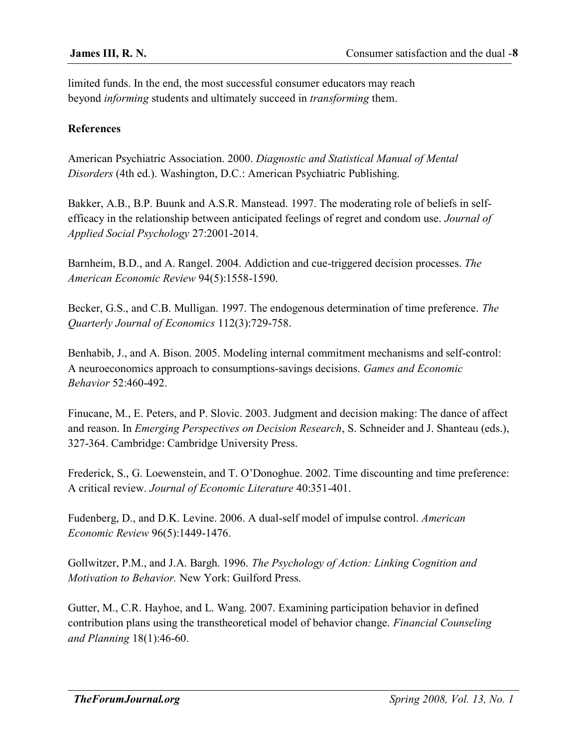limited funds. In the end, the most successful consumer educators may reach beyond *informing* students and ultimately succeed in *transforming* them.

**References**

American Psychiatric Association. 2000. *Diagnostic and Statistical Manual of Mental Disorders* (4th ed.). Washington, D.C.: American Psychiatric Publishing.

Bakker, A.B., B.P. Buunk and A.S.R. Manstead. 1997. The moderating role of beliefs in self-efficacy in the relationship between anticipated feelings of regret and condom use. *Journal of Applied Social Psychology* 27:2001-2014.

Barnheim, B.D., and A. Rangel. 2004. Addiction and cue-triggered decision processes. *The American Economic Review* 94(5):1558-1590.

Becker, G.S., and C.B. Mulligan. 1997. The endogenous determination of time preference. *The Quarterly Journal of Economics* 112(3):729-758.

Benhabib, J., and A. Bison. 2005. Modeling internal commitment mechanisms and self-control: A neuroeconomics approach to consumptions-savings decisions. *Games and Economic Behavior* 52:460-492.

Finucane, M., E. Peters, and P. Slovic. 2003. Judgment and decision making: The dance of affect and reason. In *Emerging Perspectives on Decision Research*, S. Schneider and J. Shanteau (eds.), 327-364. Cambridge: Cambridge University Press.

Frederick, S., G. Loewenstein, and T. O'Donoghue. 2002. Time discounting and time preference: A critical review. *Journal of Economic Literature* 40:351-401.

Fudenberg, D., and D.K. Levine. 2006. A dual-self model of impulse control. *American Economic Review* 96(5):1449-1476.

Gollwitzer, P.M., and J.A. Bargh. 1996. *The Psychology of Action: Linking Cognition and Motivation to Behavior.* New York: Guilford Press.

Gutter, M., C.R. Hayhoe, and L. Wang. 2007. Examining participation behavior in defined contribution plans using the transtheoretical model of behavior change. *Financial Counseling and Planning* 18(1):46-60.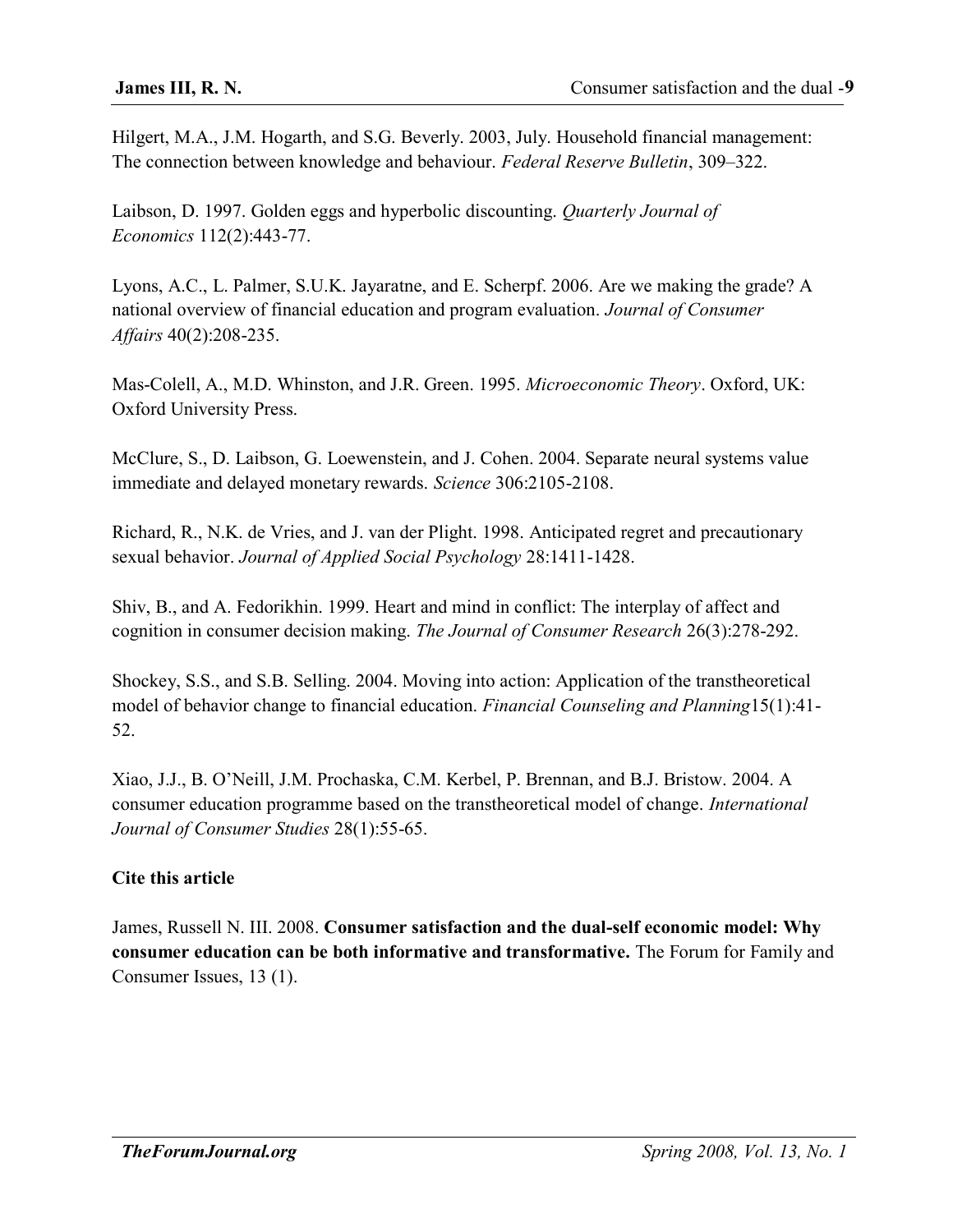Hilgert, M.A., J.M. Hogarth, and S.G. Beverly. 2003, July. Household financial management: The connection between knowledge and behaviour. *Federal Reserve Bulletin*, 309–322.

Laibson, D. 1997. Golden eggs and hyperbolic discounting. *Quarterly Journal of Economics* 112(2):443-77.

Lyons, A.C., L. Palmer, S.U.K. Jayaratne, and E. Scherpf. 2006. Are we making the grade? A national overview of financial education and program evaluation. *Journal of Consumer Affairs* 40(2):208-235.

Mas-Colell, A., M.D. Whinston, and J.R. Green. 1995. *Microeconomic Theory*. Oxford, UK: Oxford University Press.

McClure, S., D. Laibson, G. Loewenstein, and J. Cohen. 2004. Separate neural systems value immediate and delayed monetary rewards. *Science* 306:2105-2108.

Richard, R., N.K. de Vries, and J. van der Plight. 1998. Anticipated regret and precautionary sexual behavior. *Journal of Applied Social Psychology* 28:1411-1428.

Shiv, B., and A. Fedorikhin. 1999. Heart and mind in conflict: The interplay of affect and cognition in consumer decision making. *The Journal of Consumer Research* 26(3):278-292.

Shockey, S.S., and S.B. Selling. 2004. Moving into action: Application of the transtheoretical model of behavior change to financial education. *Financial Counseling and Planning*15(1):41-52.

Xiao, J.J., B. O'Neill, J.M. Prochaska, C.M. Kerbel, P. Brennan, and B.J. Bristow. 2004. A consumer education programme based on the transtheoretical model of change. *International Journal of Consumer Studies* 28(1):55-65.

**Cite this article**

James, Russell N. III. 2008. **Consumer satisfaction and the dual-self economic model: Why consumer education can be both informative and transformative.** The Forum for Family and Consumer Issues, 13 (1).